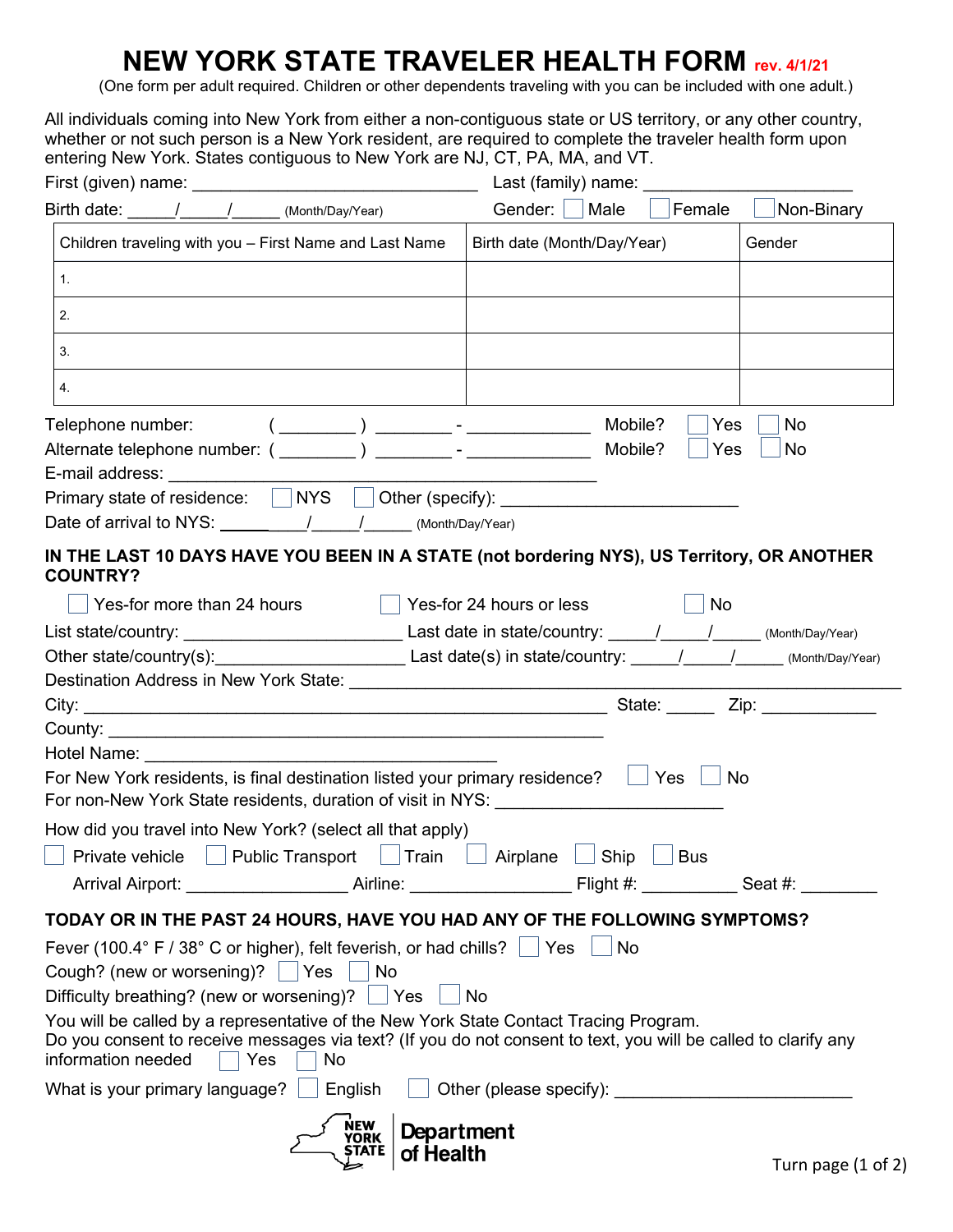# NEW YORK STATE TRAVELER HEALTH FORM rev. 4/1/21

(One form per adult required. Children or other dependents traveling with you can be included with one adult.)

All individuals coming into New York from either a non-contiguous state or US territory, or any other country, whether or not such person is a New York resident, are required to complete the traveler health form upon entering New York. States contiguous to New York are NJ, CT, PA, MA, and VT.

First (given) name: ______________________________ Last (family) name: ______________________

Birth date: _____/_____/_____ (Month/Day/Year) Gender: ☐ Male ☐ Female ☐ Non-Binary

| Children traveling with you – First Name and Last Name | Birth date (Month/Day/Year) | Gender |
|---|---|---|
| 1. | | |
| 2. | | |
| 3. | | |
| 4. | | |

Telephone number: ( ________ ) ________ - _____________ Mobile? ☐ Yes ☐ No

Alternate telephone number: ( ________ ) ________ - _____________ Mobile? ☐ Yes ☐ No

E-mail address: ____________________________________________

Primary state of residence: ☐ NYS ☐ Other (specify): ________________________

Date of arrival to NYS: _________/_____/_____ (Month/Day/Year)

## IN THE LAST 10 DAYS HAVE YOU BEEN IN A STATE (not bordering NYS), US Territory, OR ANOTHER COUNTRY?

☐ Yes-for more than 24 hours ☐ Yes-for 24 hours or less ☐ No

List state/country: ______________________ Last date in state/country: _____/_____/_____ (Month/Day/Year)

Other state/country(s):____________________ Last date(s) in state/country: _____/_____/_____ (Month/Day/Year)

Destination Address in New York State: ______________________________________________________

City: _______________________________________________________ State: _____ Zip: ____________

County: ____________________________________________________

Hotel Name: ____________________________________

For New York residents, is final destination listed your primary residence? ☐ Yes ☐ No

For non-New York State residents, duration of visit in NYS: _______________________

How did you travel into New York? (select all that apply)

☐ Private vehicle ☐ Public Transport ☐ Train ☐ Airplane ☐ Ship ☐ Bus

Arrival Airport: _________________ Airline: ________________ Flight #: __________ Seat #: ________

## TODAY OR IN THE PAST 24 HOURS, HAVE YOU HAD ANY OF THE FOLLOWING SYMPTOMS?

Fever (100.4° F / 38° C or higher), felt feverish, or had chills? ☐ Yes ☐ No

Cough? (new or worsening)? ☐ Yes ☐ No

Difficulty breathing? (new or worsening)? ☐ Yes ☐ No

You will be called by a representative of the New York State Contact Tracing Program.

Do you consent to receive messages via text? (If you do not consent to text, you will be called to clarify any information needed ☐ Yes ☐ No

What is your primary language? ☐ English ☐ Other (please specify): ________________________

NEW YORK STATE | Department of Health

Turn page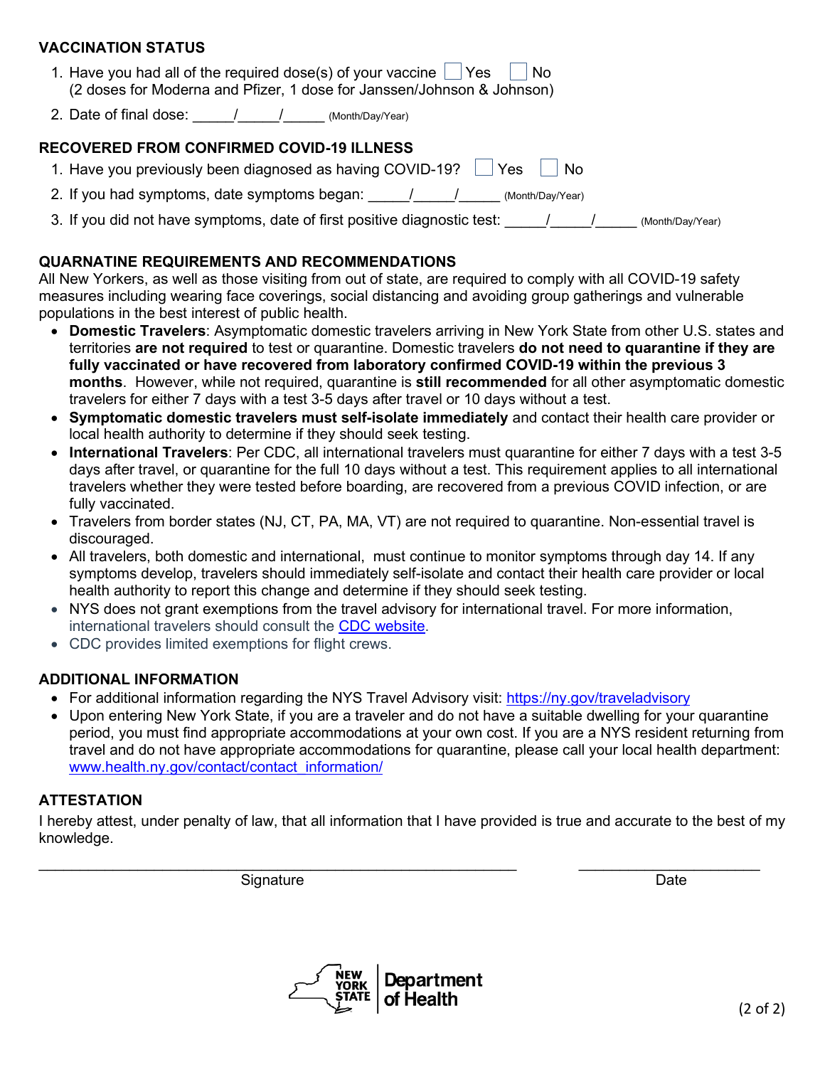## VACCINATION STATUS

1. Have you had all of the required dose(s) of your vaccine ☐ Yes ☐ No
   (2 doses for Moderna and Pfizer, 1 dose for Janssen/Johnson & Johnson)
2. Date of final dose: _____/_____/_____ (Month/Day/Year)

## RECOVERED FROM CONFIRMED COVID-19 ILLNESS

1. Have you previously been diagnosed as having COVID-19? ☐ Yes ☐ No
2. If you had symptoms, date symptoms began: _____/_____/_____ (Month/Day/Year)
3. If you did not have symptoms, date of first positive diagnostic test: _____/_____/_____ (Month/Day/Year)

## QUARNATINE REQUIREMENTS AND RECOMMENDATIONS

All New Yorkers, as well as those visiting from out of state, are required to comply with all COVID-19 safety measures including wearing face coverings, social distancing and avoiding group gatherings and vulnerable populations in the best interest of public health.

- **Domestic Travelers**: Asymptomatic domestic travelers arriving in New York State from other U.S. states and territories **are not required** to test or quarantine. Domestic travelers **do not need to quarantine if they are fully vaccinated or have recovered from laboratory confirmed COVID-19 within the previous 3 months**. However, while not required, quarantine is **still recommended** for all other asymptomatic domestic travelers for either 7 days with a test 3-5 days after travel or 10 days without a test.
- **Symptomatic domestic travelers must self-isolate immediately** and contact their health care provider or local health authority to determine if they should seek testing.
- **International Travelers**: Per CDC, all international travelers must quarantine for either 7 days with a test 3-5 days after travel, or quarantine for the full 10 days without a test. This requirement applies to all international travelers whether they were tested before boarding, are recovered from a previous COVID infection, or are fully vaccinated.
- Travelers from border states (NJ, CT, PA, MA, VT) are not required to quarantine. Non-essential travel is discouraged.
- All travelers, both domestic and international, must continue to monitor symptoms through day 14. If any symptoms develop, travelers should immediately self-isolate and contact their health care provider or local health authority to report this change and determine if they should seek testing.
- NYS does not grant exemptions from the travel advisory for international travel. For more information, international travelers should consult the CDC website.
- CDC provides limited exemptions for flight crews.

## ADDITIONAL INFORMATION

- For additional information regarding the NYS Travel Advisory visit: https://ny.gov/traveladvisory
- Upon entering New York State, if you are a traveler and do not have a suitable dwelling for your quarantine period, you must find appropriate accommodations at your own cost. If you are a NYS resident returning from travel and do not have appropriate accommodations for quarantine, please call your local health department: www.health.ny.gov/contact/contact_information/

## ATTESTATION

I hereby attest, under penalty of law, that all information that I have provided is true and accurate to the best of my knowledge.

\_\_\_\_\_\_\_\_\_\_\_\_\_\_\_\_\_\_\_\_\_\_\_\_\_\_\_\_\_\_\_\_\_\_\_\_\_\_\_\_ Signature

\_\_\_\_\_\_\_\_\_\_\_\_\_\_\_\_\_\_\_\_ Date

NEW YORK STATE | Department of Health